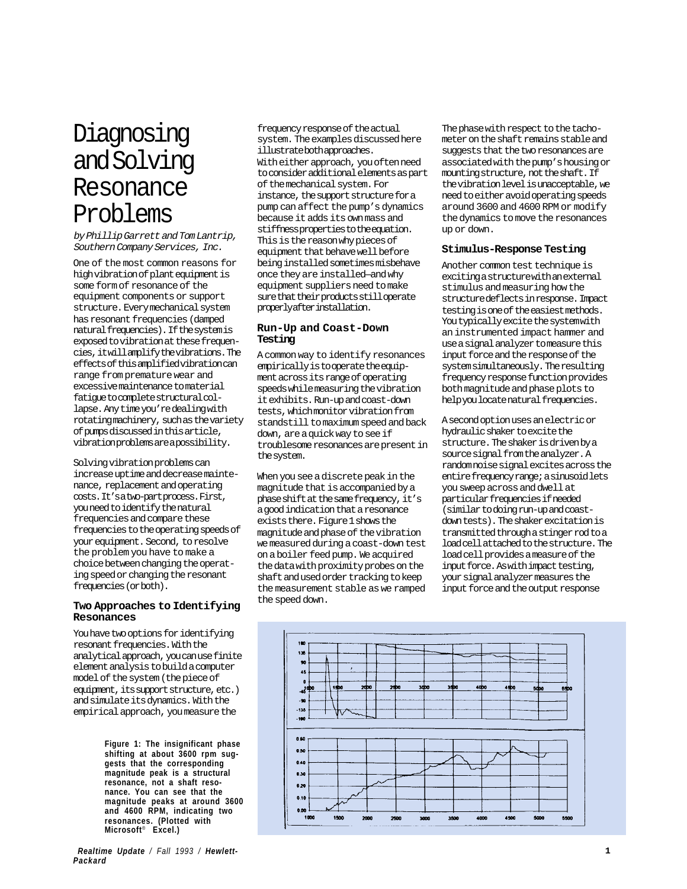# Diagnosing and Solving Resonance Problems

*by Phillip Garrett and Tom Lantrip, Southern Company Services, Inc.*

One of the most common reasons for high vibration of plant equipment is some form of resonance of the equipment components or support structure. Every mechanical system has resonant frequencies (damped natural frequencies). If the system is exposed to vibration at these frequencies, it will amplify the vibrations. The effects of this amplified vibration can range from premature wear and excessive maintenance to material fatigue to complete structural collapse. Any time you're dealing with rotating machinery, such as the variety of pumps discussed in this article, vibration problems are a possibility.

Solving vibration problems can increase uptime and decrease maintenance, replacement and operating costs. It's a two-part process. First, you need to identify the natural frequencies and compare these frequencies to the operating speeds of your equipment. Second, to resolve the problem you have to make a choice between changing the operating speed or changing the resonant frequencies (or both).

## Two Approaches to Identifying Resonances

You have two options for identifying resonant frequencies. With the analytical approach, you can use finite element analysis to build a computer model of the system (the piece of equipment, its support structure, etc.) and simulate its dynamics. With the empirical approach, you measure the frequency response of the actual system. The examples discussed here illustrate both approaches.

With either approach, you often need to consider additional elements as part of the mechanical system. For instance, the support structure for a pump can affect the pump's dynamics because it adds its own mass and stiffness properties to the equation. This is the reason why pieces of equipment that behave well before being installed sometimes misbehave once they are installed—and why equipment suppliers need to make sure that their products still operate properly after installation.

## Run-Up and Coast-Down Testing

A common way to identify resonances empirically is to operate the equipment across its range of operating speeds while measuring the vibration it exhibits. Run-up and coast-down tests, which monitor vibration from standstill to maximum speed and back down, are a quick way to see if troublesome resonances are present in the system.

When you see a discrete peak in the magnitude that is accompanied by a phase shift at the same frequency, it's a good indication that a resonance exists there. Figure 1 shows the magnitude and phase of the vibration we measured during a coast-down test on a boiler feed pump. We acquired the data with proximity probes on the shaft and used order tracking to keep the measurement stable as we ramped the speed down.

The phase with respect to the tachometer on the shaft remains stable and suggests that the two resonances are associated with the pump's housing or mounting structure, not the shaft. If the vibration level is unacceptable, we need to either avoid operating speeds around 3600 and 4600 RPM or modify the dynamics to move the resonances up or down.

## Stimulus-Response Testing

Another common test technique is exciting a structure with an external stimulus and measuring how the structure deflects in response. Impact testing is one of the easiest methods. You typically excite the system with an instrumented impact hammer and use a signal analyzer to measure this input force and the response of the system simultaneously. The resulting frequency response function provides both magnitude and phase plots to help you locate natural frequencies.

A second option uses an electric or hydraulic shaker to excite the structure. The shaker is driven by a source signal from the analyzer. A random noise signal excites across the entire frequency range; a sinusoid lets you sweep across and dwell at particular frequencies if needed (similar to doing run-up and coast-down tests). The shaker excitation is transmitted through a stinger rod to a load cell attached to the structure. The load cell provides a measure of the input force. As with impact testing, your signal analyzer measures the input force and the output response

**Figure 1: The insignificant phase shifting at about 3600 rpm suggests that the corresponding magnitude peak is a structural resonance, not a shaft resonance. You can see that the magnitude peaks at around 3600 and 4600 RPM, indicating two resonances. (Plotted with Microsoft® Excel.)**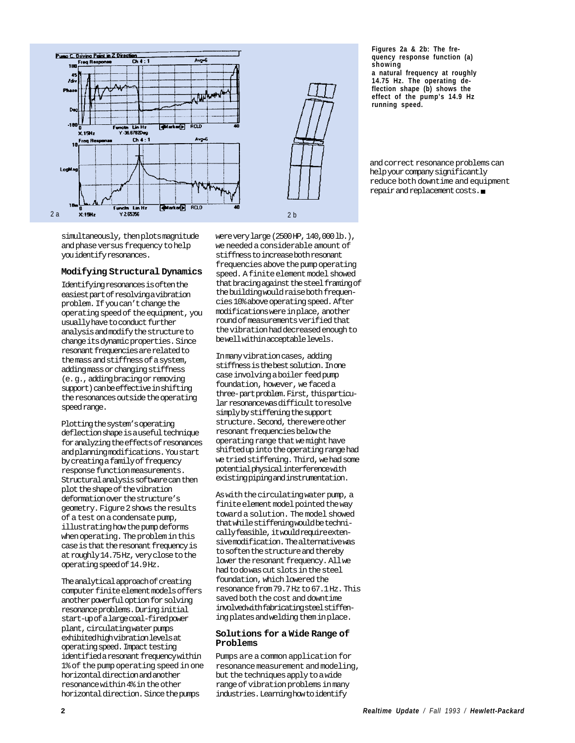Pump C, Driving Point in Z Direction

Freq Response Ch 4 : 1 Avg=6

180

45 /div

Phase

Deg

-180

0 Functn Lin Hz Marker RCLD 40

X:15Hz Y:-36.6782Deg

Freq Response Ch 4 : 1 Avg=6

10

LogMag

10m

0 Functn Lin Hz Marker RCLD 40

X:15Hz Y:2.65356

2 a

2 b

**Figures 2a & 2b: The frequency response function (a) showing a natural frequency at roughly 14.75 Hz. The operating deflection shape (b) shows the effect of the pump's 14.9 Hz running speed.**

simultaneously, then plots magnitude and phase versus frequency to help you identify resonances.

### Modifying Structural Dynamics

Identifying resonances is often the easiest part of resolving a vibration problem. If you can't change the operating speed of the equipment, you usually have to conduct further analysis and modify the structure to change its dynamic properties. Since resonant frequencies are related to the mass and stiffness of a system, adding mass or changing stiffness (e.g., adding bracing or removing support) can be effective in shifting the resonances outside the operating speed range.

Plotting the system's operating deflection shape is a useful technique for analyzing the effects of resonances and planning modifications. You start by creating a family of frequency response function measurements. Structural analysis software can then plot the shape of the vibration deformation over the structure's geometry. Figure 2 shows the results of a test on a condensate pump, illustrating how the pump deforms when operating. The problem in this case is that the resonant frequency is at roughly 14.75 Hz, very close to the operating speed of 14.9 Hz.

The analytical approach of creating computer finite element models offers another powerful option for solving resonance problems. During initial start-up of a large coal-fired power plant, circulating water pumps exhibited high vibration levels at operating speed. Impact testing identified a resonant frequency within 1% of the pump operating speed in one horizontal direction and another resonance within 4% in the other horizontal direction. Since the pumps were very large (2500 HP, 140,000 lb.), we needed a considerable amount of stiffness to increase both resonant frequencies above the pump operating speed. A finite element model showed that bracing against the steel framing of the building would raise both frequencies 10% above operating speed. After modifications were in place, another round of measurements verified that the vibration had decreased enough to be well within acceptable levels.

In many vibration cases, adding stiffness is the best solution. In one case involving a boiler feed pump foundation, however, we faced a three-part problem. First, this particular resonance was difficult to resolve simply by stiffening the support structure. Second, there were other resonant frequencies below the operating range that we might have shifted up into the operating range had we tried stiffening. Third, we had some potential physical interference with existing piping and instrumentation.

As with the circulating water pump, a finite element model pointed the way toward a solution. The model showed that while stiffening would be technically feasible, it would require extensive modification. The alternative was to soften the structure and thereby lower the resonant frequency. All we had to do was cut slots in the steel foundation, which lowered the resonance from 79.7 Hz to 67.1 Hz. This saved both the cost and downtime involved with fabricating steel stiffening plates and welding them in place.

### Solutions for a Wide Range of Problems

Pumps are a common application for resonance measurement and modeling, but the techniques apply to a wide range of vibration problems in many industries. Learning how to identify and correct resonance problems can help your company significantly reduce both downtime and equipment repair and replacement costs. ■